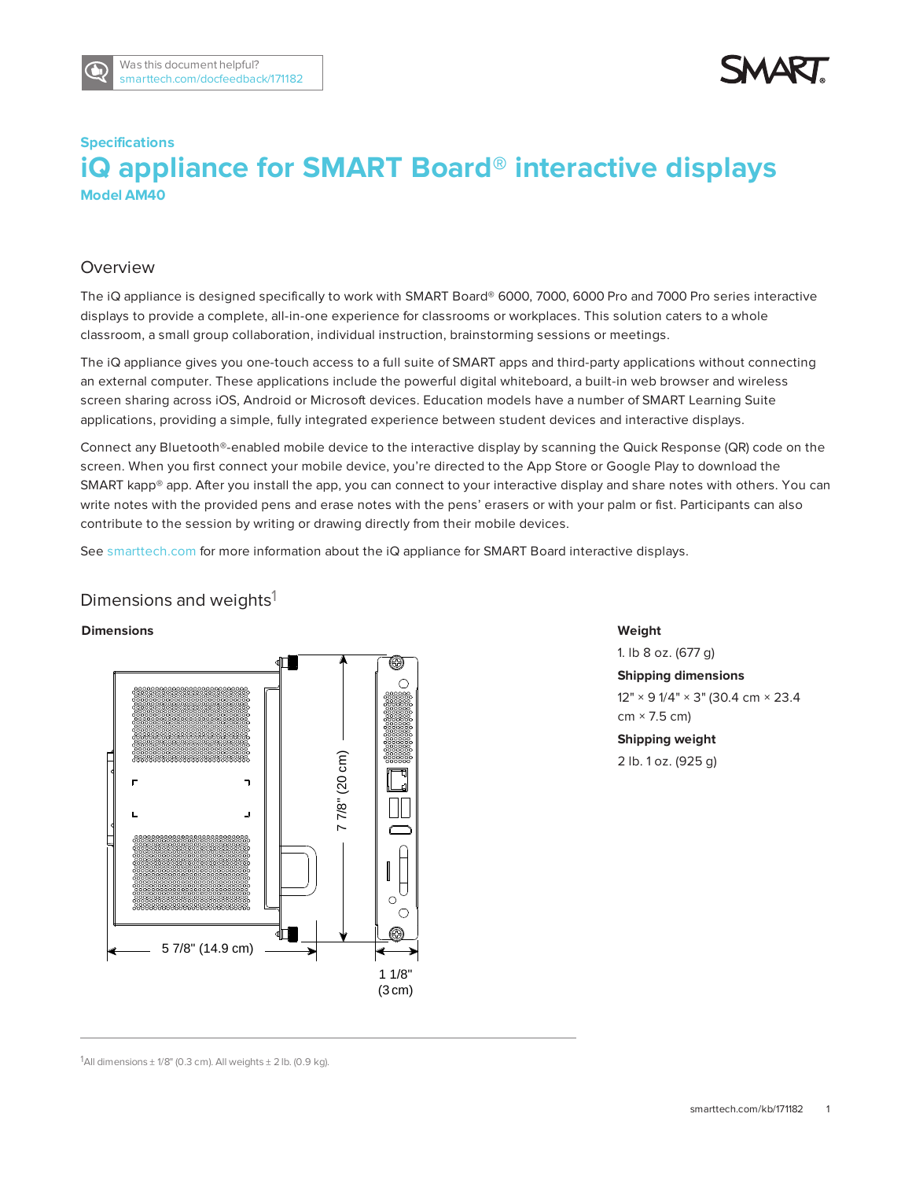Was this document helpful?
smarttech.com/docfeedback/171182

Specifications

# iQ appliance for SMART Board® interactive displays

**Model AM40**

## Overview

The iQ appliance is designed specifically to work with SMART Board® 6000, 7000, 6000 Pro and 7000 Pro series interactive displays to provide a complete, all-in-one experience for classrooms or workplaces. This solution caters to a whole classroom, a small group collaboration, individual instruction, brainstorming sessions or meetings.

The iQ appliance gives you one-touch access to a full suite of SMART apps and third-party applications without connecting an external computer. These applications include the powerful digital whiteboard, a built-in web browser and wireless screen sharing across iOS, Android or Microsoft devices. Education models have a number of SMART Learning Suite applications, providing a simple, fully integrated experience between student devices and interactive displays.

Connect any Bluetooth®-enabled mobile device to the interactive display by scanning the Quick Response (QR) code on the screen. When you first connect your mobile device, you're directed to the App Store or Google Play to download the SMART kapp® app. After you install the app, you can connect to your interactive display and share notes with others. You can write notes with the provided pens and erase notes with the pens' erasers or with your palm or fist. Participants can also contribute to the session by writing or drawing directly from their mobile devices.

See smarttech.com for more information about the iQ appliance for SMART Board interactive displays.

## Dimensions and weights[1]

**Dimensions**

7 7/8" (20 cm)

5 7/8" (14.9 cm)

1 1/8" (3 cm)

**Weight**

1. lb 8 oz. (677 g)

**Shipping dimensions**

12" × 9 1/4" × 3" (30.4 cm × 23.4 cm × 7.5 cm)

**Shipping weight**

2 lb. 1 oz. (925 g)

[1]All dimensions ± 1/8" (0.3 cm). All weights ± 2 lb. (0.9 kg).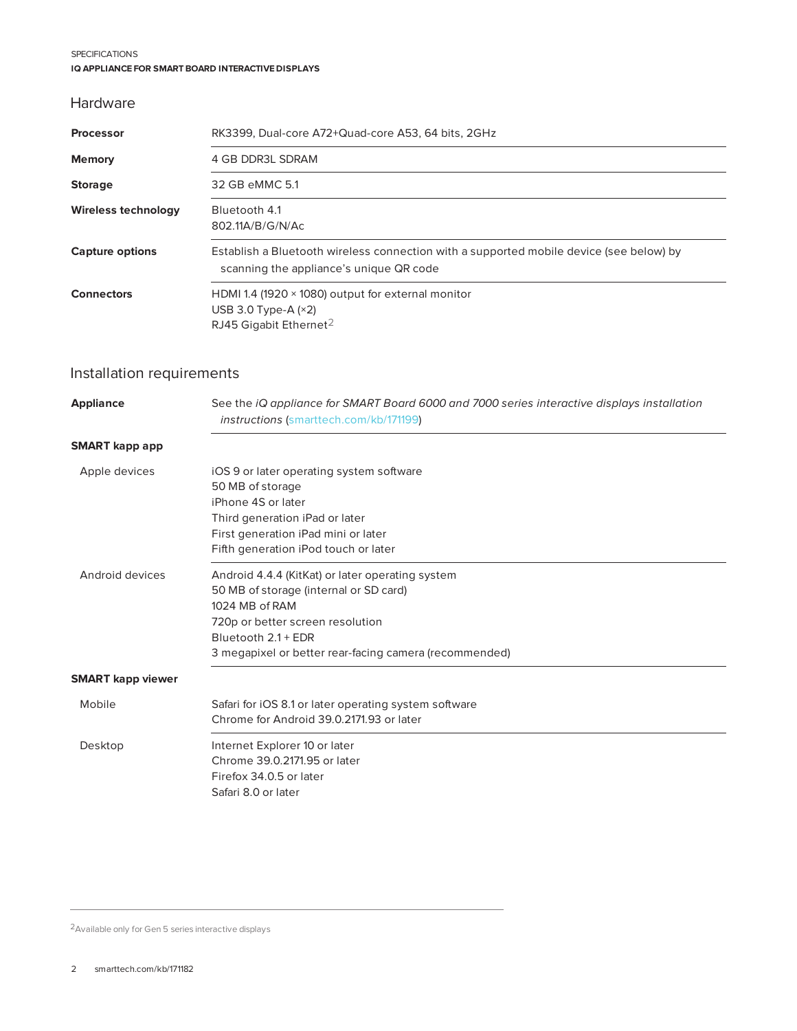## Hardware

| | |
|---|---|
| **Processor** | RK3399, Dual-core A72+Quad-core A53, 64 bits, 2GHz |
| **Memory** | 4 GB DDR3L SDRAM |
| **Storage** | 32 GB eMMC 5.1 |
| **Wireless technology** | Bluetooth 4.1<br>802.11A/B/G/N/Ac |
| **Capture options** | Establish a Bluetooth wireless connection with a supported mobile device (see below) by scanning the appliance's unique QR code |
| **Connectors** | HDMI 1.4 (1920 × 1080) output for external monitor<br>USB 3.0 Type-A (×2)<br>RJ45 Gigabit Ethernet[2] |

## Installation requirements

| | |
|---|---|
| **Appliance** | See the *iQ appliance for SMART Board 6000 and 7000 series interactive displays installation instructions* (smarttech.com/kb/171199) |
| **SMART kapp app** | |
| Apple devices | iOS 9 or later operating system software<br>50 MB of storage<br>iPhone 4S or later<br>Third generation iPad or later<br>First generation iPad mini or later<br>Fifth generation iPod touch or later |
| Android devices | Android 4.4.4 (KitKat) or later operating system<br>50 MB of storage (internal or SD card)<br>1024 MB of RAM<br>720p or better screen resolution<br>Bluetooth 2.1 + EDR<br>3 megapixel or better rear-facing camera (recommended) |
| **SMART kapp viewer** | |
| Mobile | Safari for iOS 8.1 or later operating system software<br>Chrome for Android 39.0.2171.93 or later |
| Desktop | Internet Explorer 10 or later<br>Chrome 39.0.2171.95 or later<br>Firefox 34.0.5 or later<br>Safari 8.0 or later |

---

[2] Available only for Gen 5 series interactive displays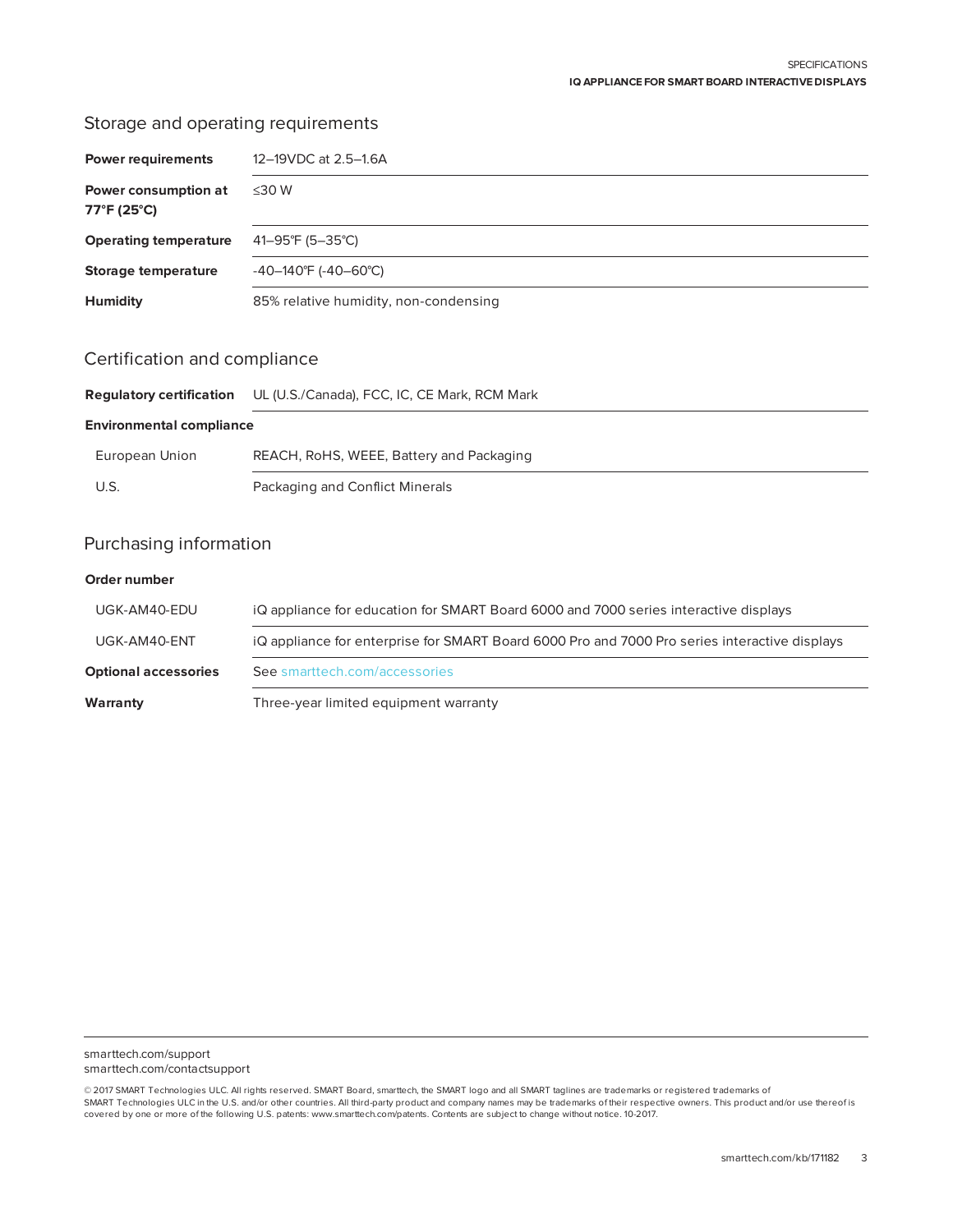## Storage and operating requirements

| | |
|---|---|
| **Power requirements** | 12–19VDC at 2.5–1.6A |
| **Power consumption at 77°F (25°C)** | ≤30 W |
| **Operating temperature** | 41–95°F (5–35°C) |
| **Storage temperature** | -40–140°F (-40–60°C) |
| **Humidity** | 85% relative humidity, non-condensing |

## Certification and compliance

| | |
|---|---|
| **Regulatory certification** | UL (U.S./Canada), FCC, IC, CE Mark, RCM Mark |
| **Environmental compliance** | |
| European Union | REACH, RoHS, WEEE, Battery and Packaging |
| U.S. | Packaging and Conflict Minerals |

## Purchasing information

| | |
|---|---|
| **Order number** | |
| UGK-AM40-EDU | iQ appliance for education for SMART Board 6000 and 7000 series interactive displays |
| UGK-AM40-ENT | iQ appliance for enterprise for SMART Board 6000 Pro and 7000 Pro series interactive displays |
| **Optional accessories** | See smarttech.com/accessories |
| **Warranty** | Three-year limited equipment warranty |

smarttech.com/support
smarttech.com/contactsupport

© 2017 SMART Technologies ULC. All rights reserved. SMART Board, smarttech, the SMART logo and all SMART taglines are trademarks or registered trademarks of SMART Technologies ULC in the U.S. and/or other countries. All third-party product and company names may be trademarks of their respective owners. This product and/or use thereof is covered by one or more of the following U.S. patents: www.smarttech.com/patents. Contents are subject to change without notice. 10-2017.

smarttech.com/kb/171182